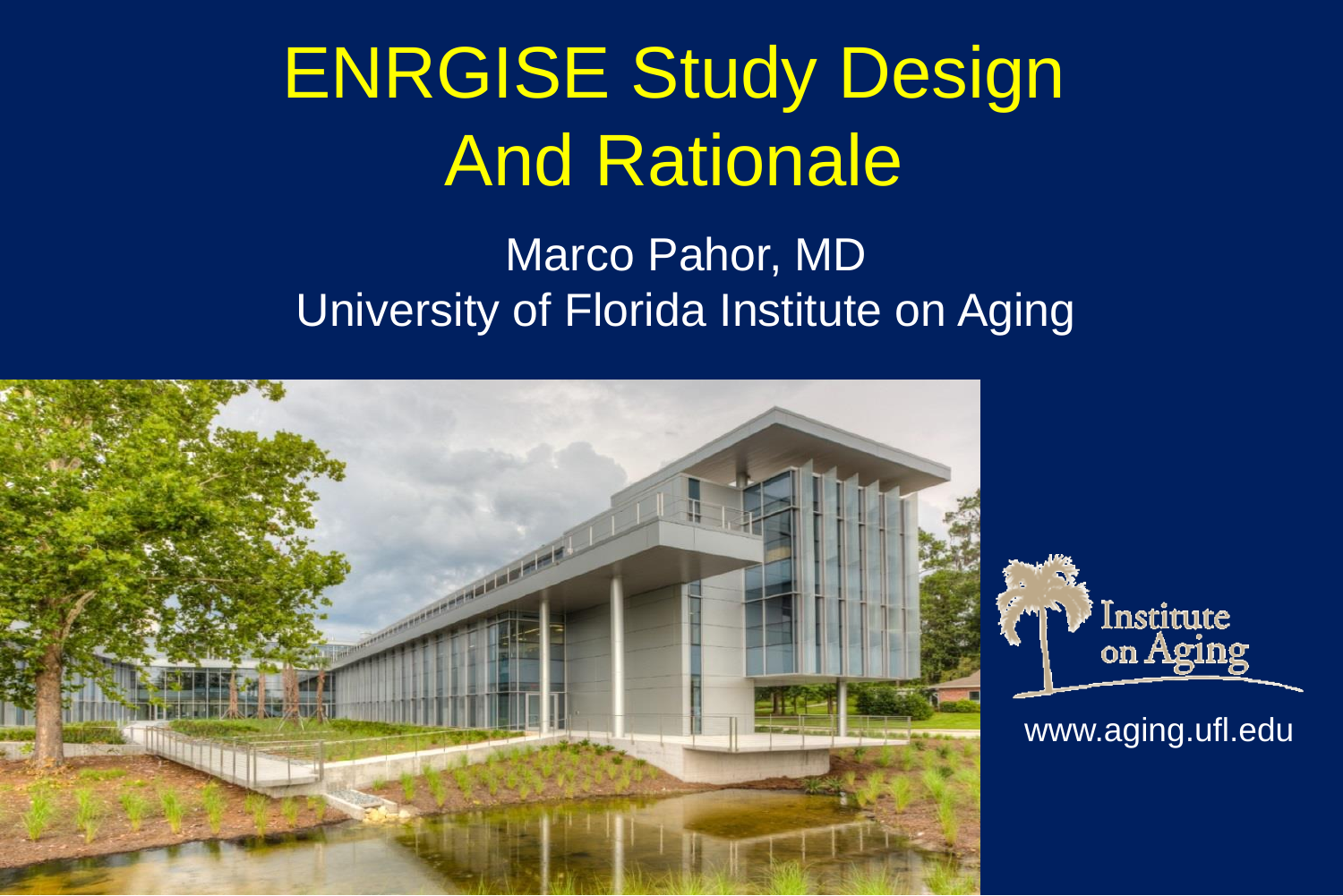# ENRGISE Study Design And Rationale

Marco Pahor, MD
University of Florida Institute on Aging

www.aging.ufl.edu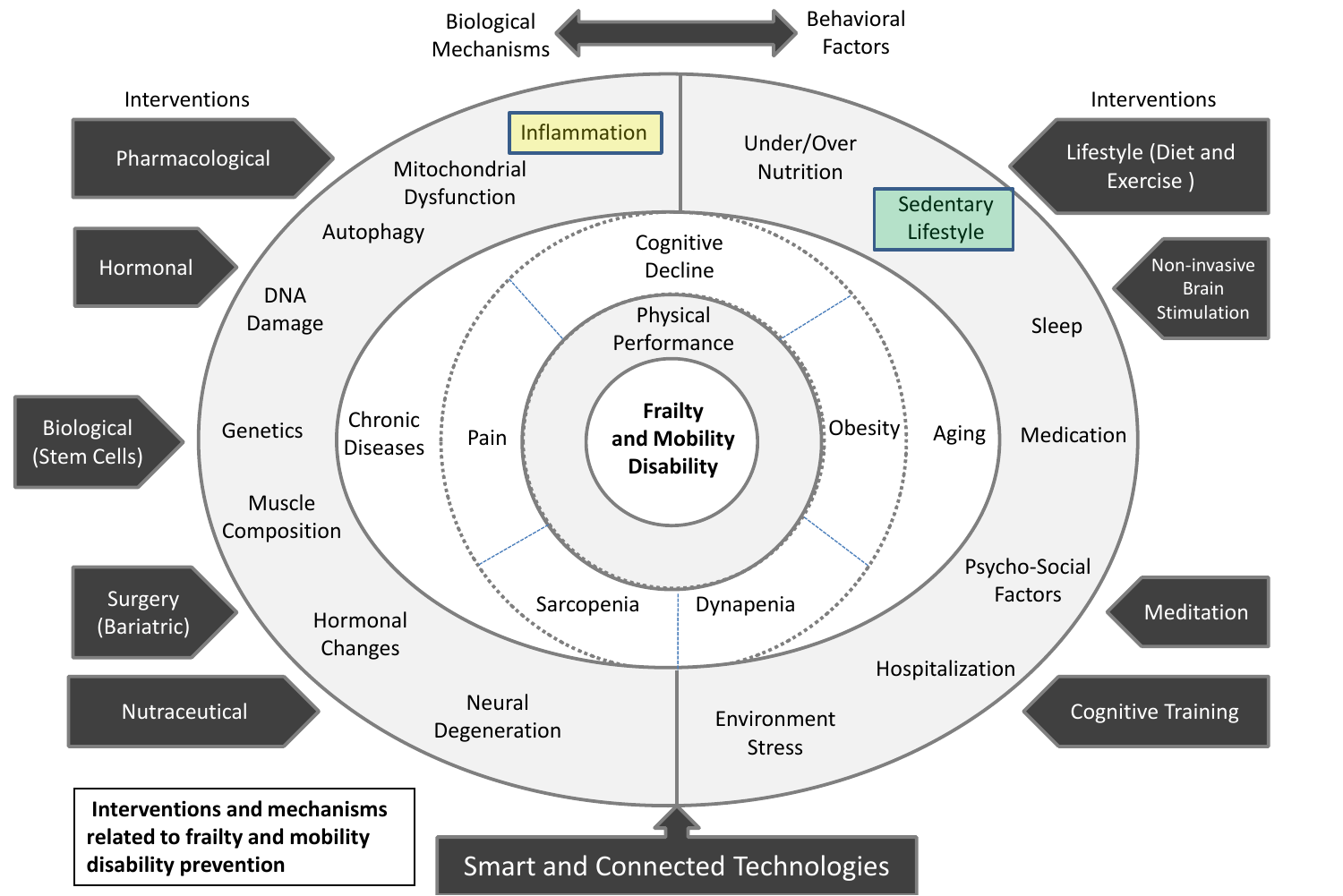Biological Mechanisms ⟷ Behavioral Factors

**Interventions**

- Pharmacological
- Hormonal
- Biological (Stem Cells)
- Surgery (Bariatric)
- Nutraceutical

**Biological Mechanisms**

- Inflammation
- Mitochondrial Dysfunction
- Autophagy
- DNA Damage
- Genetics
- Muscle Composition
- Hormonal Changes
- Neural Degeneration

**Behavioral Factors**

- Under/Over Nutrition
- Sedentary Lifestyle
- Sleep
- Medication
- Psycho-Social Factors
- Hospitalization
- Environment Stress

**Interventions**

- Lifestyle (Diet and Exercise )
- Non-invasive Brain Stimulation
- Meditation
- Cognitive Training

Chronic Diseases

Aging

Cognitive Decline

Pain

Obesity

Sarcopenia

Dynapenia

Physical Performance

**Frailty and Mobility Disability**

Smart and Connected Technologies

**Interventions and mechanisms related to frailty and mobility disability prevention**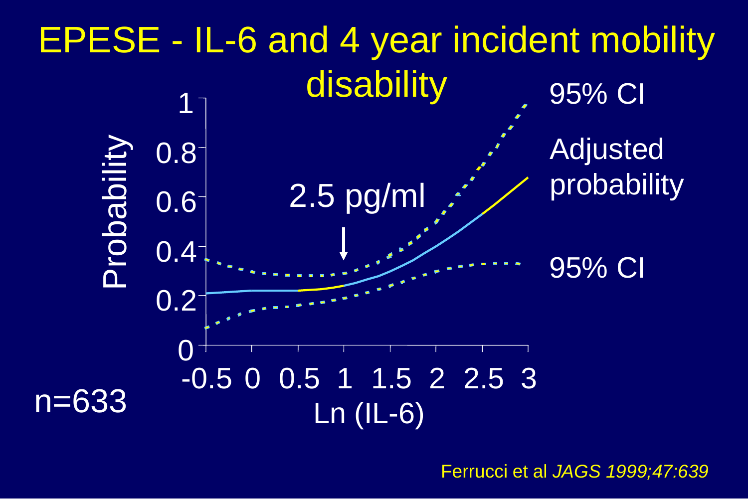# EPESE - IL-6 and 4 year incident mobility disability

Probability

1
0.8
0.6
0.4
0.2
0

-0.5 0 0.5 1 1.5 2 2.5 3

Ln (IL-6)

2.5 pg/ml

95% CI

Adjusted probability

95% CI

n=633

Ferrucci et al *JAGS 1999;47:639*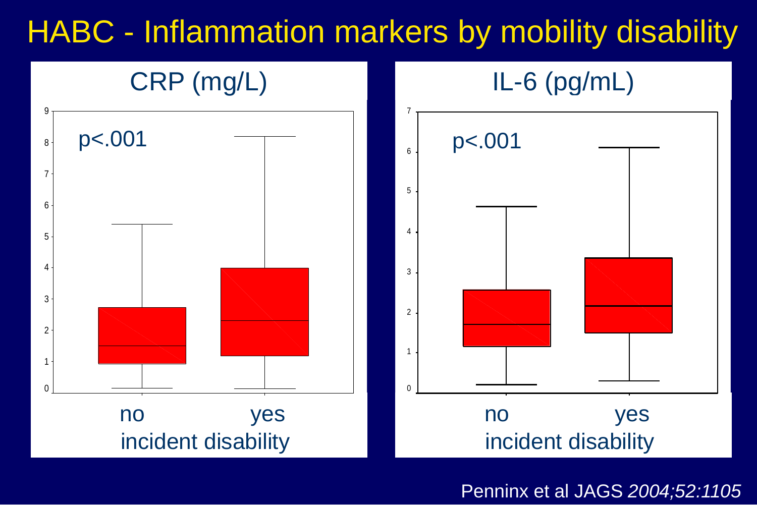# HABC - Inflammation markers by mobility disability

## CRP (mg/L)

p<.001

no | yes

incident disability

## IL-6 (pg/mL)

p<.001

no | yes

incident disability

Penninx et al JAGS *2004;52:1105*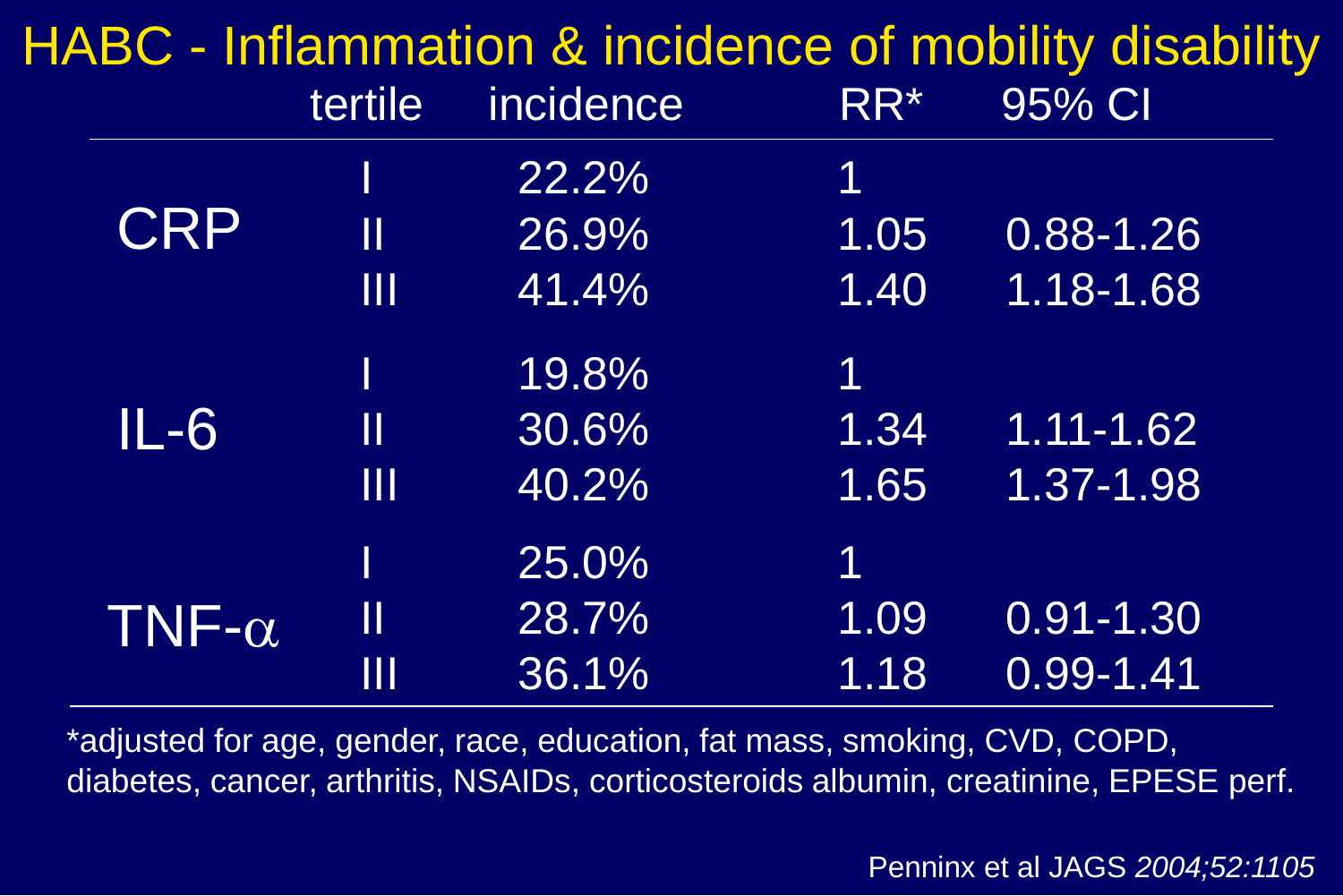# HABC - Inflammation & incidence of mobility disability

| | tertile | incidence | RR* | 95% CI |
|---|---|---|---|---|
| CRP | I | 22.2% | 1 | |
| | II | 26.9% | 1.05 | 0.88-1.26 |
| | III | 41.4% | 1.40 | 1.18-1.68 |
| IL-6 | I | 19.8% | 1 | |
| | II | 30.6% | 1.34 | 1.11-1.62 |
| | III | 40.2% | 1.65 | 1.37-1.98 |
| TNF-$\alpha$ | I | 25.0% | 1 | |
| | II | 28.7% | 1.09 | 0.91-1.30 |
| | III | 36.1% | 1.18 | 0.99-1.41 |

*adjusted for age, gender, race, education, fat mass, smoking, CVD, COPD, diabetes, cancer, arthritis, NSAIDs, corticosteroids albumin, creatinine, EPESE perf.

Penninx et al JAGS *2004;52:1105*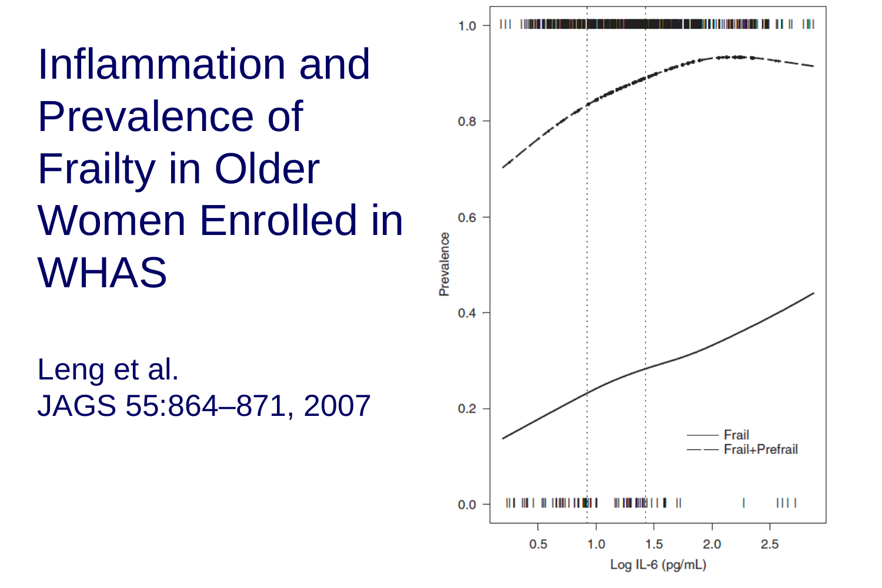# Inflammation and Prevalence of Frailty in Older Women Enrolled in WHAS

Leng et al.
JAGS 55:864–871, 2007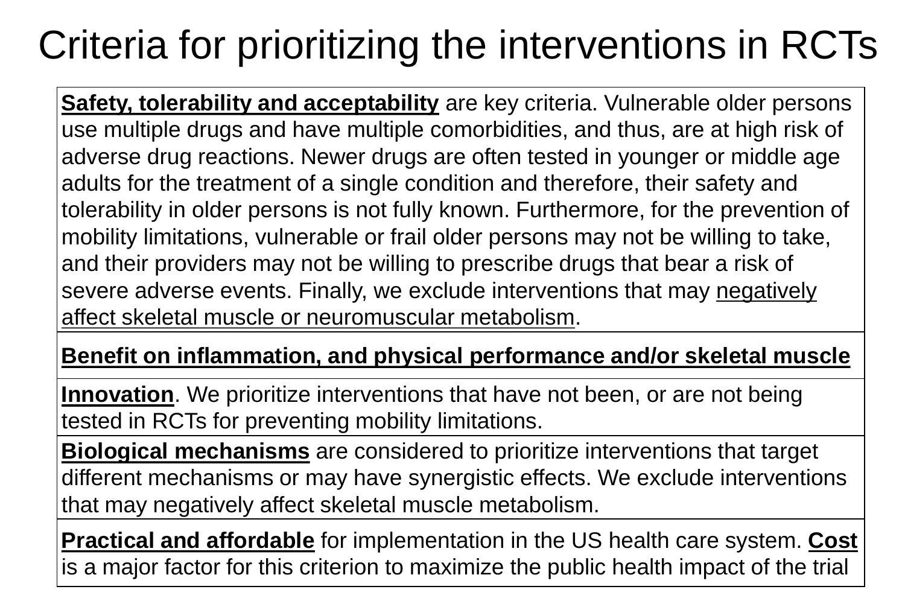# Criteria for prioritizing the interventions in RCTs

| |
|---|
| <u>**Safety, tolerability and acceptability**</u> are key criteria. Vulnerable older persons use multiple drugs and have multiple comorbidities, and thus, are at high risk of adverse drug reactions. Newer drugs are often tested in younger or middle age adults for the treatment of a single condition and therefore, their safety and tolerability in older persons is not fully known. Furthermore, for the prevention of mobility limitations, vulnerable or frail older persons may not be willing to take, and their providers may not be willing to prescribe drugs that bear a risk of severe adverse events. Finally, we exclude interventions that may <u>negatively affect skeletal muscle or neuromuscular metabolism</u>. |
| <u>**Benefit on inflammation, and physical performance and/or skeletal muscle**</u> |
| <u>**Innovation**</u>. We prioritize interventions that have not been, or are not being tested in RCTs for preventing mobility limitations. |
| <u>**Biological mechanisms**</u> are considered to prioritize interventions that target different mechanisms or may have synergistic effects. We exclude interventions that may negatively affect skeletal muscle metabolism. |
| <u>**Practical and affordable**</u> for implementation in the US health care system. <u>**Cost**</u> is a major factor for this criterion to maximize the public health impact of the trial |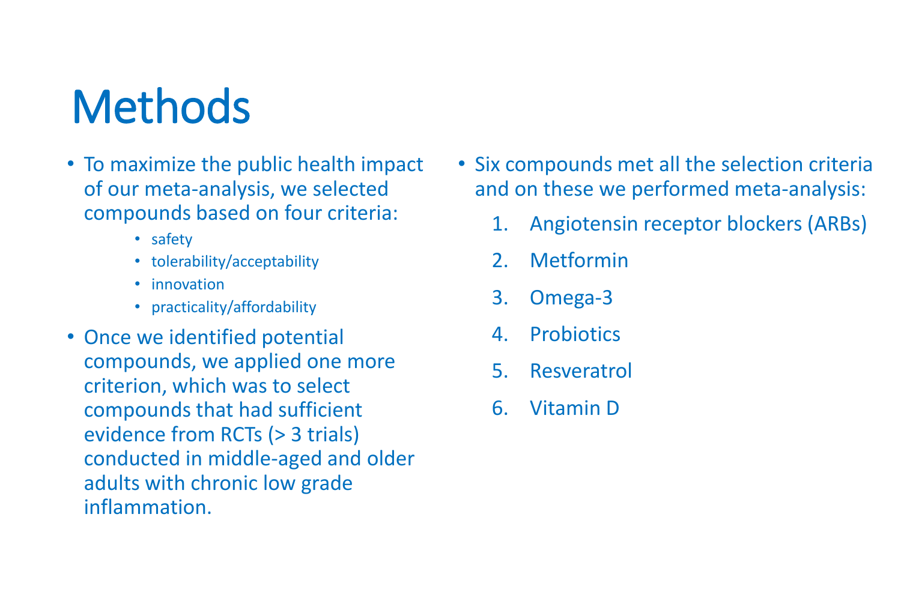# Methods

- To maximize the public health impact of our meta-analysis, we selected compounds based on four criteria:
  - safety
  - tolerability/acceptability
  - innovation
  - practicality/affordability
- Once we identified potential compounds, we applied one more criterion, which was to select compounds that had sufficient evidence from RCTs (> 3 trials) conducted in middle-aged and older adults with chronic low grade inflammation.
- Six compounds met all the selection criteria and on these we performed meta-analysis:
  1. Angiotensin receptor blockers (ARBs)
  2. Metformin
  3. Omega-3
  4. Probiotics
  5. Resveratrol
  6. Vitamin D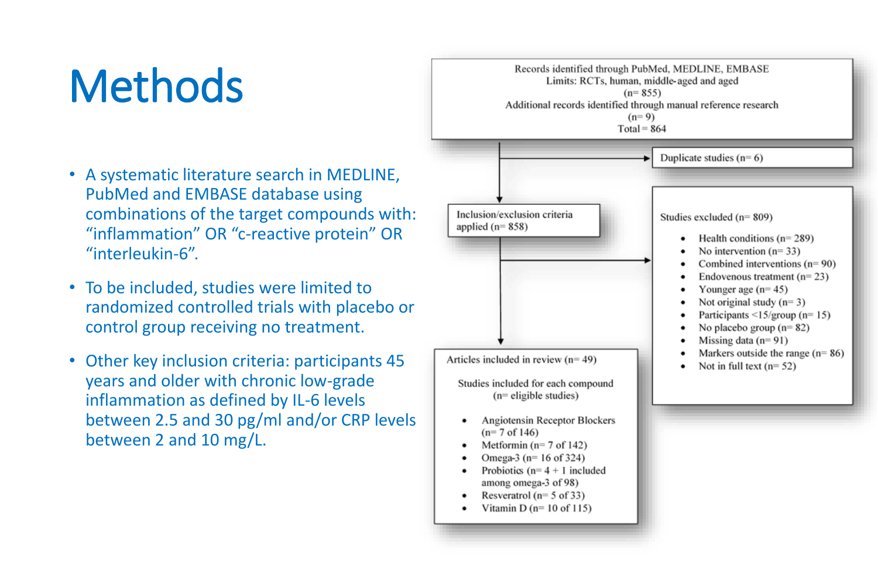# Methods

- A systematic literature search in MEDLINE, PubMed and EMBASE database using combinations of the target compounds with: "inflammation" OR "c-reactive protein" OR "interleukin-6".
- To be included, studies were limited to randomized controlled trials with placebo or control group receiving no treatment.
- Other key inclusion criteria: participants 45 years and older with chronic low-grade inflammation as defined by IL-6 levels between 2.5 and 30 pg/ml and/or CRP levels between 2 and 10 mg/L.

Records identified through PubMed, MEDLINE, EMBASE
Limits: RCTs, human, middle-aged and aged
(n= 855)
Additional records identified through manual reference research
(n= 9)
Total = 864

Duplicate studies (n= 6)

Inclusion/exclusion criteria applied (n= 858)

Studies excluded (n= 809)

- Health conditions (n= 289)
- No intervention (n= 33)
- Combined interventions (n= 90)
- Endovenous treatment (n= 23)
- Younger age (n= 45)
- Not original study (n= 3)
- Participants <15/group (n= 15)
- No placebo group (n= 82)
- Missing data (n= 91)
- Markers outside the range (n= 86)
- Not in full text (n= 52)

Articles included in review (n= 49)

Studies included for each compound
(n= eligible studies)

- Angiotensin Receptor Blockers (n= 7 of 146)
- Metformin (n= 7 of 142)
- Omega-3 (n= 16 of 324)
- Probiotics (n= 4 + 1 included among omega-3 of 98)
- Resveratrol (n= 5 of 33)
- Vitamin D (n= 10 of 115)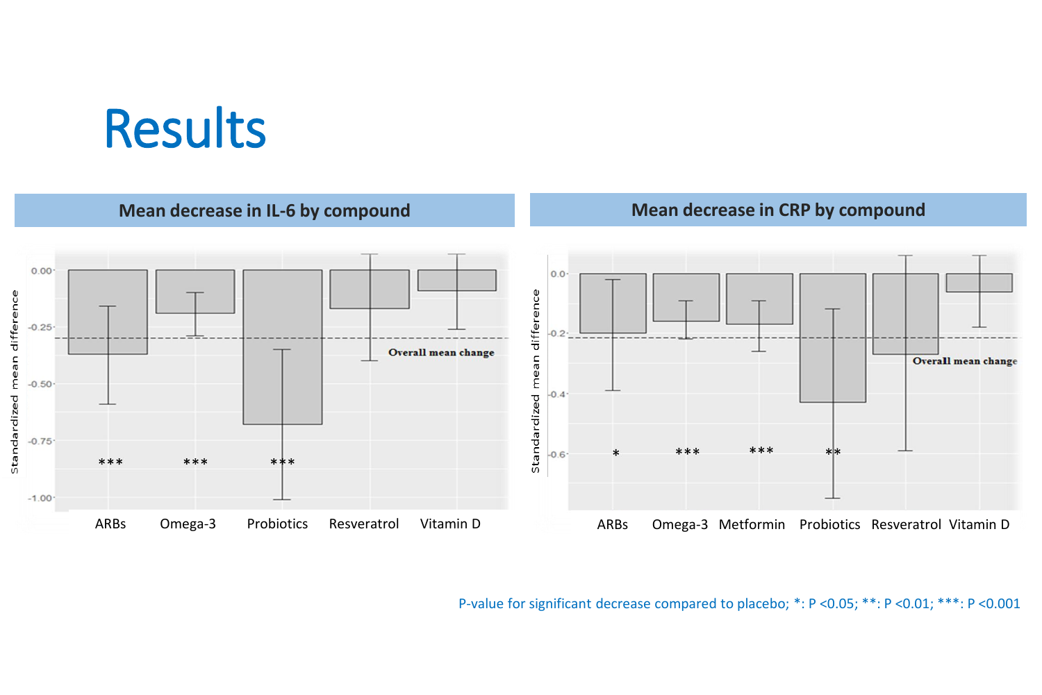# Results

**Mean decrease in IL-6 by compound**

Standardized mean difference

| ARBs | Omega-3 | Probiotics | Resveratrol | Vitamin D |
|---|---|---|---|---|
| *** | *** | *** | | |

Overall mean change

**Mean decrease in CRP by compound**

Standardized mean difference

| ARBs | Omega-3 | Metformin | Probiotics | Resveratrol | Vitamin D |
|---|---|---|---|---|---|
| * | *** | *** | ** | | |

Overall mean change

P-value for significant decrease compared to placebo; *: P <0.05; **: P <0.01; ***: P <0.001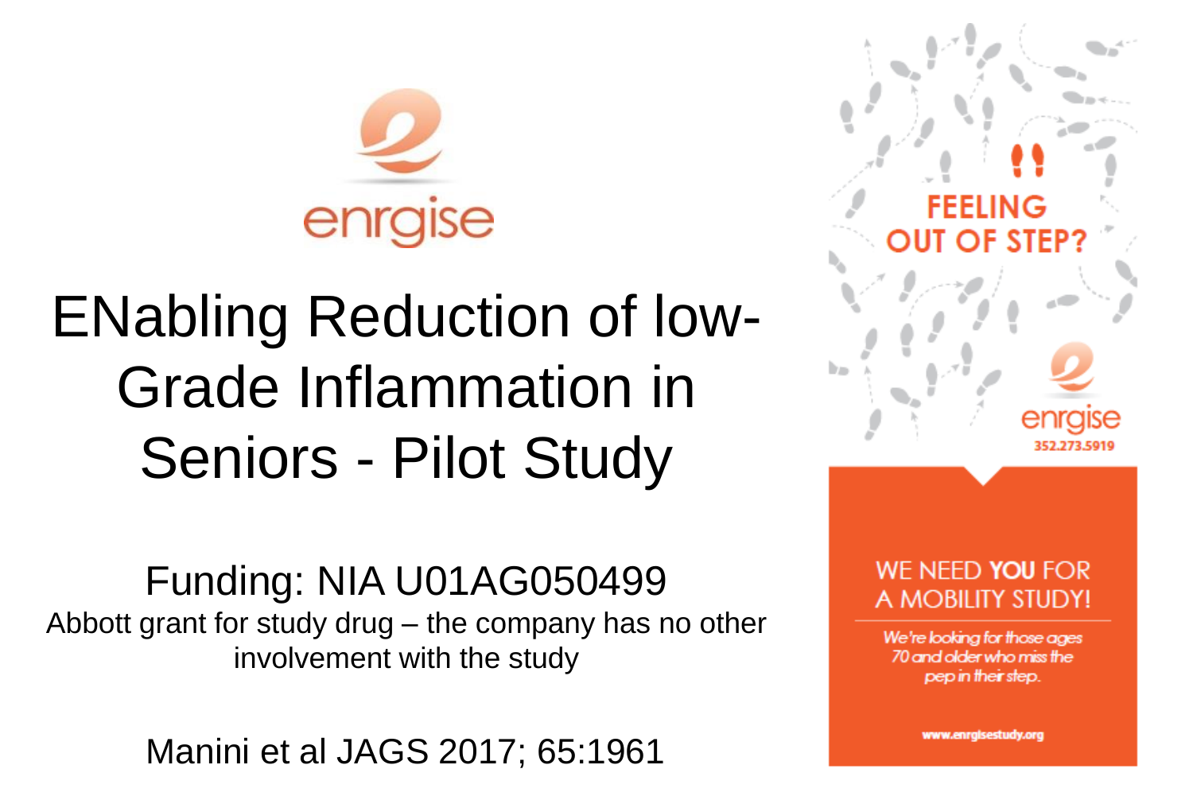enrgise

# ENabling Reduction of low-Grade Inflammation in Seniors - Pilot Study

Funding: NIA U01AG050499

Abbott grant for study drug – the company has no other involvement with the study

Manini et al JAGS 2017; 65:1961

FEELING OUT OF STEP?

enrgise
352.273.5919

WE NEED **YOU** FOR A MOBILITY STUDY!

*We're looking for those ages 70 and older who miss the pep in their step.*

www.enrgisestudy.org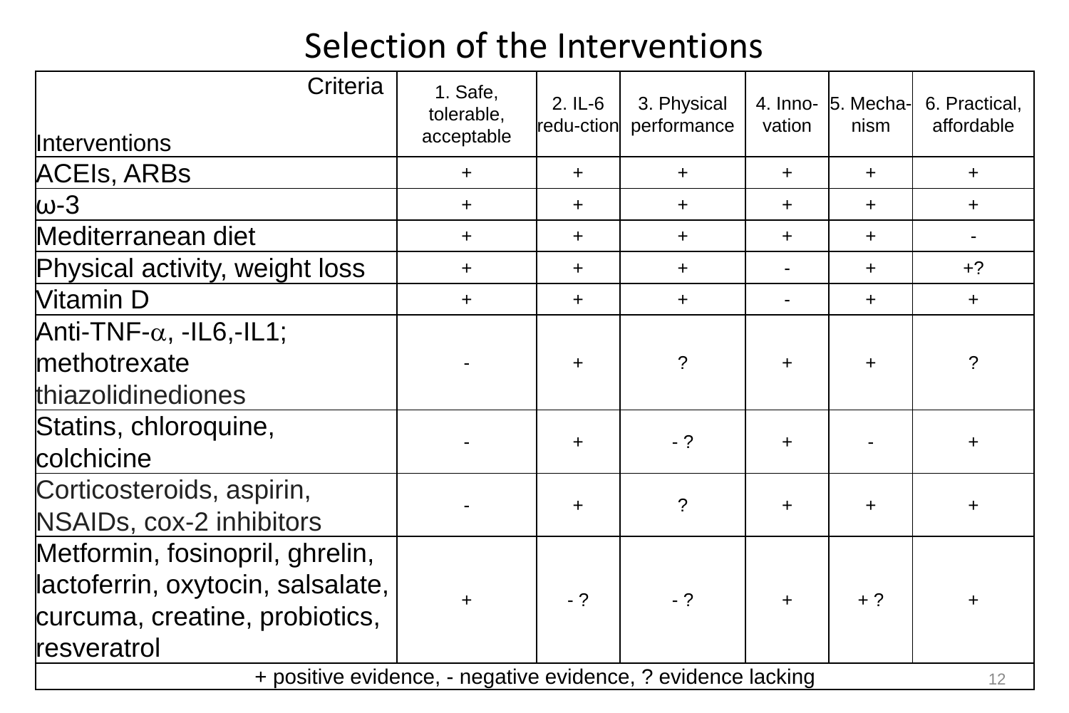# Selection of the Interventions

| Criteria / Interventions | 1. Safe, tolerable, acceptable | 2. IL-6 redu-ction | 3. Physical performance | 4. Inno-vation | 5. Mecha-nism | 6. Practical, affordable |
|---|---|---|---|---|---|---|
| ACEIs, ARBs | + | + | + | + | + | + |
| ω-3 | + | + | + | + | + | + |
| Mediterranean diet | + | + | + | + | + | - |
| Physical activity, weight loss | + | + | + | - | + | +? |
| Vitamin D | + | + | + | - | + | + |
| Anti-TNF-α, -IL6,-IL1; methotrexate thiazolidinediones | - | + | ? | + | + | ? |
| Statins, chloroquine, colchicine | - | + | - ? | + | - | + |
| Corticosteroids, aspirin, NSAIDs, cox-2 inhibitors | - | + | ? | + | + | + |
| Metformin, fosinopril, ghrelin, lactoferrin, oxytocin, salsalate, curcuma, creatine, probiotics, resveratrol | + | - ? | - ? | + | + ? | + |

+ positive evidence, - negative evidence, ? evidence lacking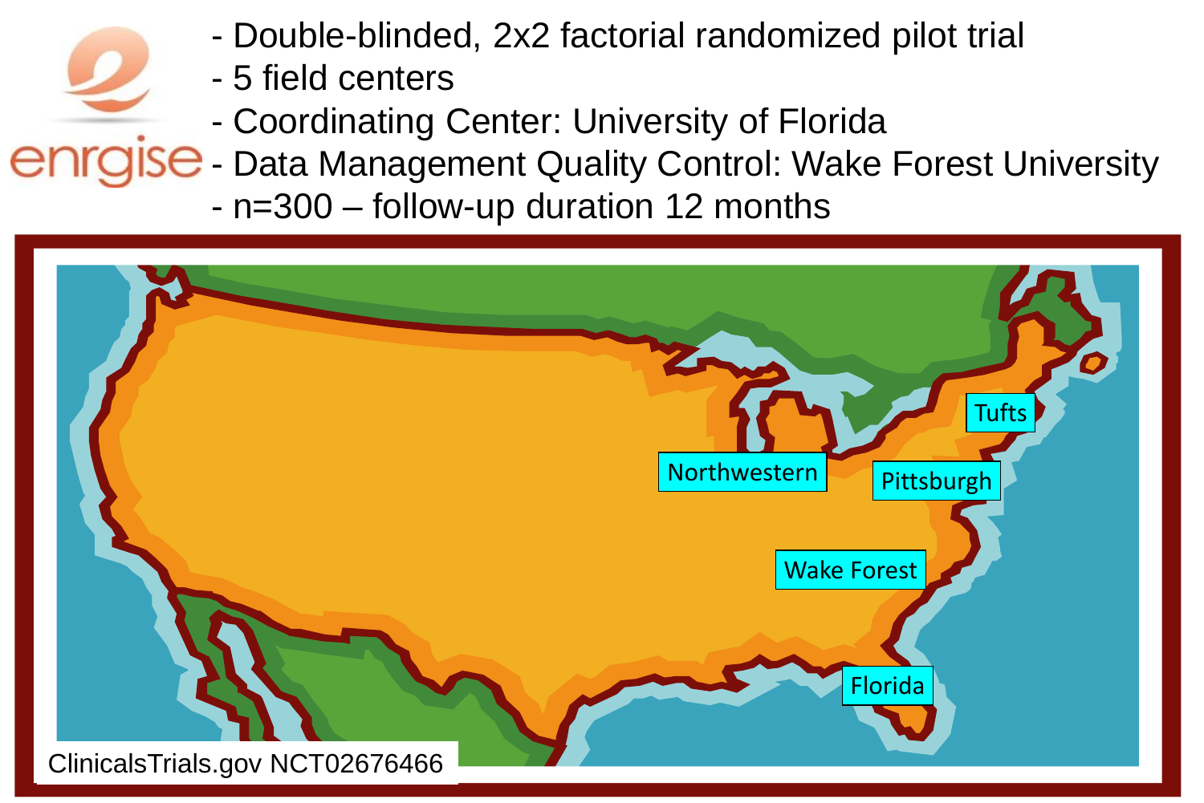enrgise

- Double-blinded, 2x2 factorial randomized pilot trial
- 5 field centers
- Coordinating Center: University of Florida
- Data Management Quality Control: Wake Forest University
- n=300 – follow-up duration 12 months

Tufts

Northwestern

Pittsburgh

Wake Forest

Florida

ClinicalsTrials.gov NCT02676466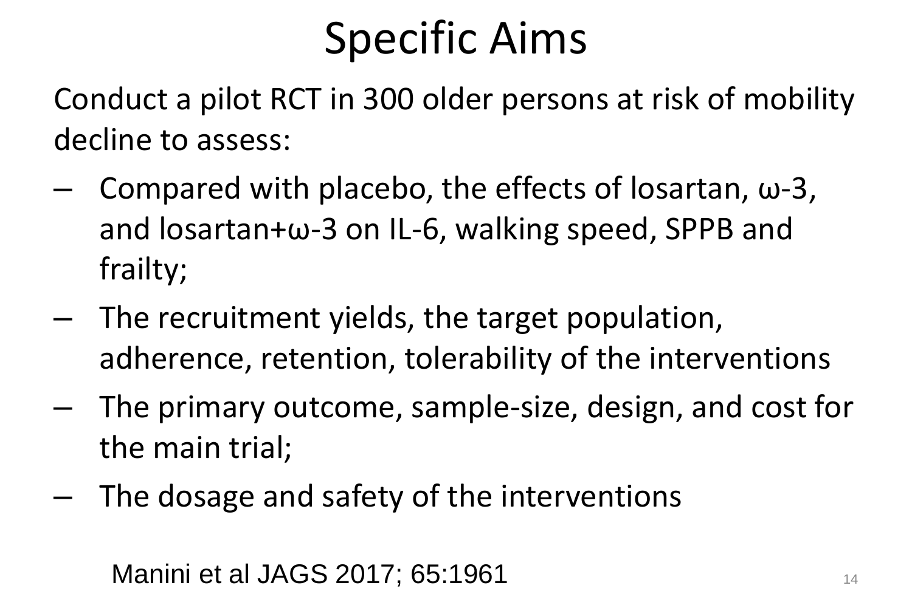# Specific Aims

Conduct a pilot RCT in 300 older persons at risk of mobility decline to assess:

- Compared with placebo, the effects of losartan, ω-3, and losartan+ω-3 on IL-6, walking speed, SPPB and frailty;
- The recruitment yields, the target population, adherence, retention, tolerability of the interventions
- The primary outcome, sample-size, design, and cost for the main trial;
- The dosage and safety of the interventions

Manini et al JAGS 2017; 65:1961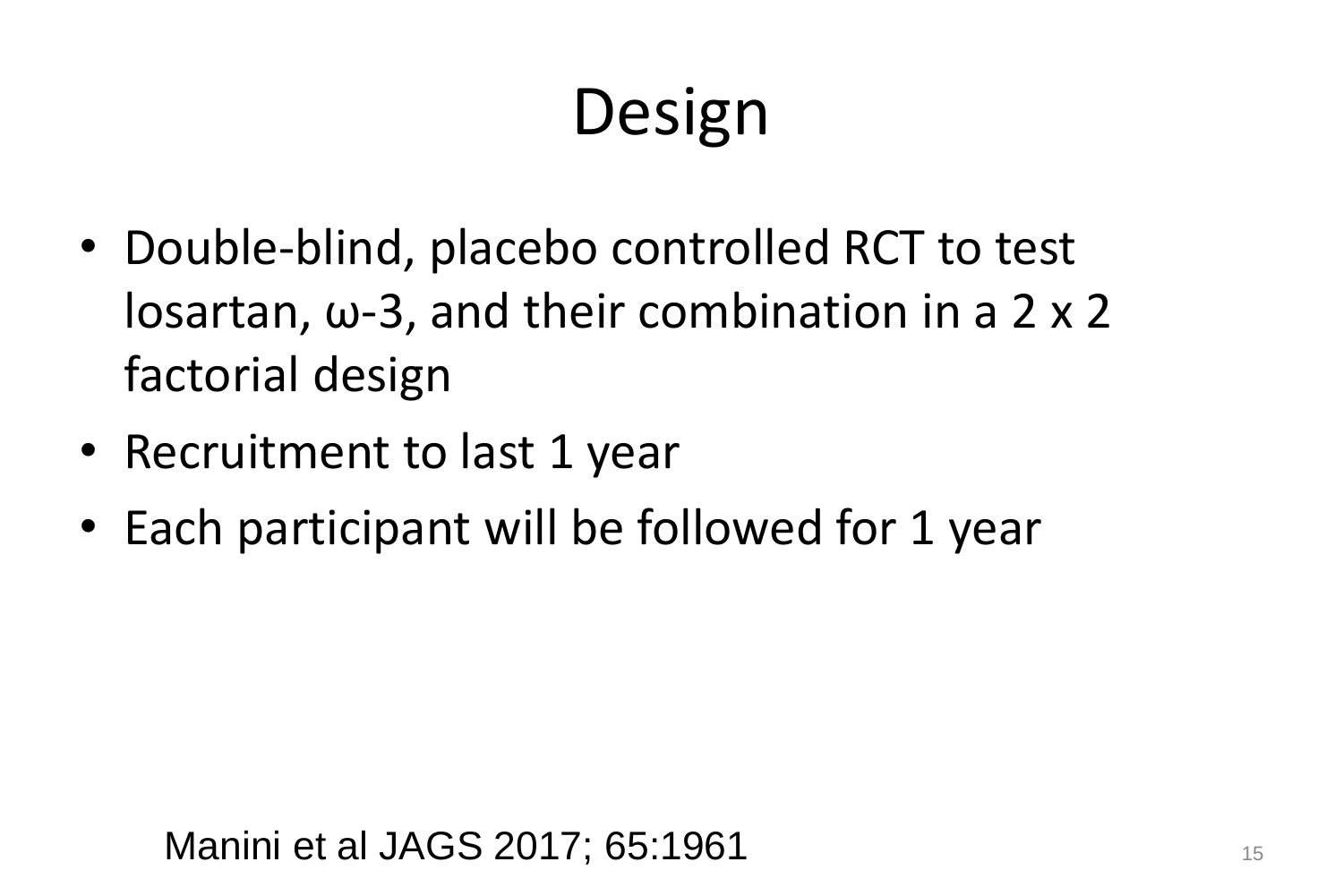# Design

- Double-blind, placebo controlled RCT to test losartan, ω-3, and their combination in a 2 x 2 factorial design
- Recruitment to last 1 year
- Each participant will be followed for 1 year

Manini et al JAGS 2017; 65:1961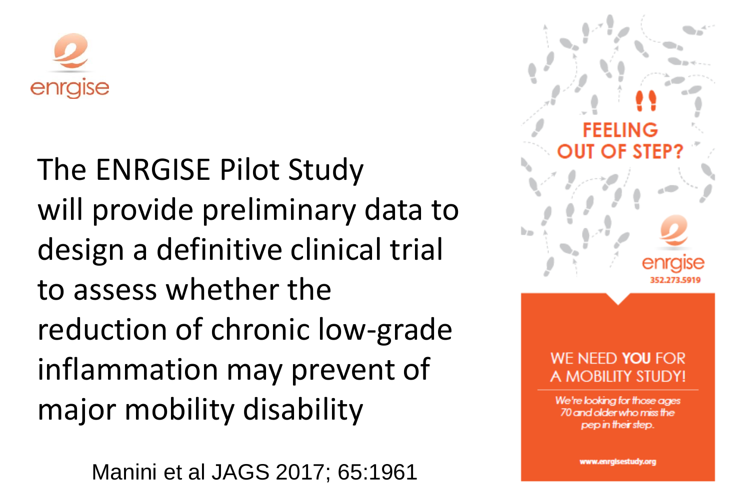enrgise

The ENRGISE Pilot Study will provide preliminary data to design a definitive clinical trial to assess whether the reduction of chronic low-grade inflammation may prevent of major mobility disability

Manini et al JAGS 2017; 65:1961

FEELING OUT OF STEP?

enrgise
352.273.5919

WE NEED **YOU** FOR A MOBILITY STUDY!

*We're looking for those ages 70 and older who miss the pep in their step.*

www.enrgisestudy.org